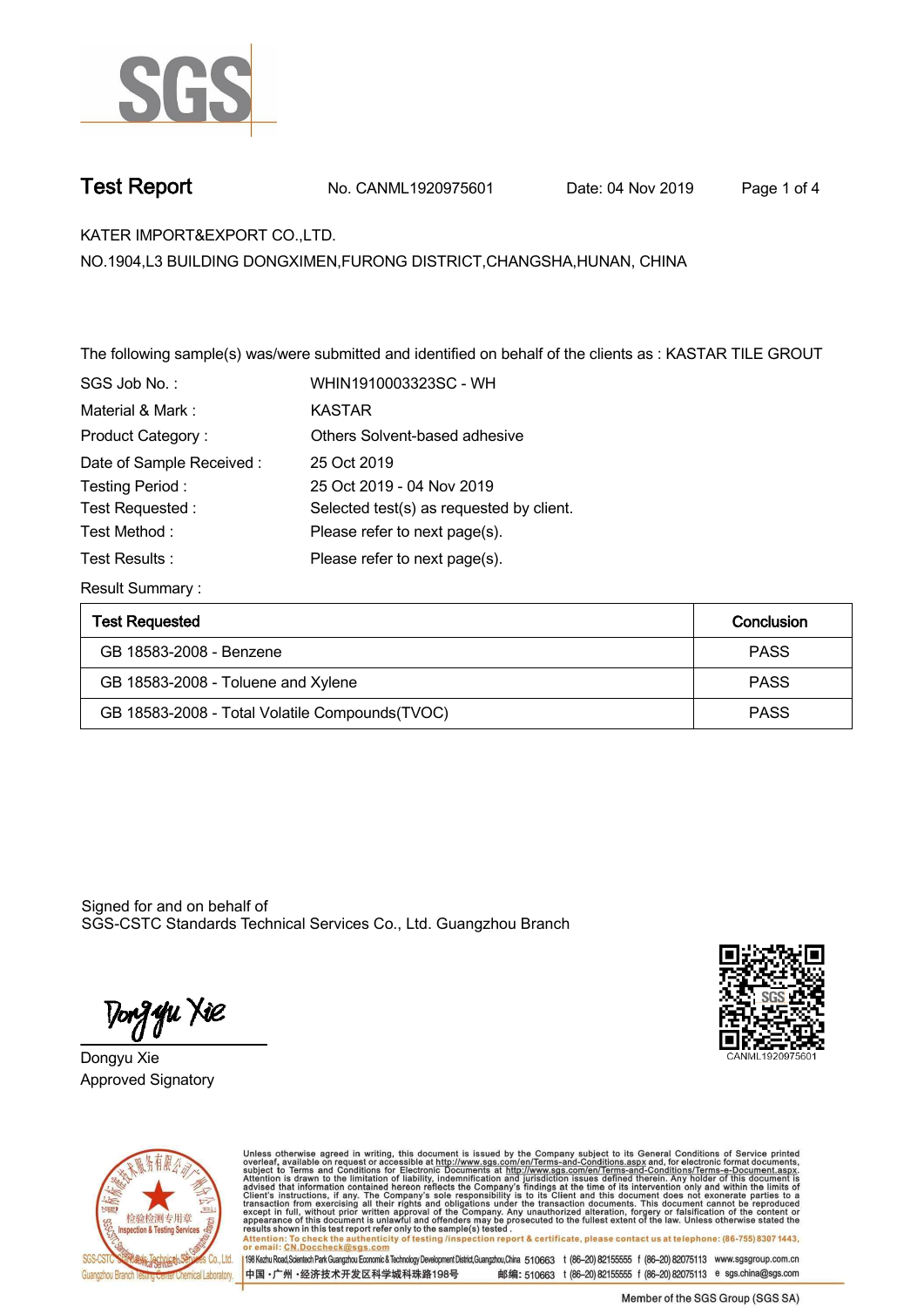# Test Report

No. CANML1920975601 Date: 04 Nov 2019

KATER IMPORT&EXPORT CO.,LTD.

NO.1904,L3 BUILDING DONGXIMEN,FURONG DISTRICT,CHANGSHA,HUNAN, CHINA

The following sample(s) was/were submitted and identified on behalf of the clients as : KASTAR TILE GROUT

| | |
|---|---|
| SGS Job No. : | WHIN1910003323SC - WH |
| Material & Mark : | KASTAR |
| Product Category : | Others Solvent-based adhesive |
| Date of Sample Received : | 25 Oct 2019 |
| Testing Period : | 25 Oct 2019 - 04 Nov 2019 |
| Test Requested : | Selected test(s) as requested by client. |
| Test Method : | Please refer to next page(s). |
| Test Results : | Please refer to next page(s). |

Result Summary :

| Test Requested | Conclusion |
|---|---|
| GB 18583-2008 - Benzene | PASS |
| GB 18583-2008 - Toluene and Xylene | PASS |
| GB 18583-2008 - Total Volatile Compounds(TVOC) | PASS |

Signed for and on behalf of
SGS-CSTC Standards Technical Services Co., Ltd. Guangzhou Branch

Dongyu Xie
Approved Signatory

CANML1920975601

Unless otherwise agreed in writing, this document is issued by the Company subject to its General Conditions of Service printed overleaf, available on request or accessible at http://www.sgs.com/en/Terms-and-Conditions.aspx and, for electronic format documents, subject to Terms and Conditions for Electronic Documents at http://www.sgs.com/en/Terms-and-Conditions/Terms-e-Document.aspx. Attention is drawn to the limitation of liability, indemnification and jurisdiction issues defined therein. Any holder of this document is advised that information contained hereon reflects the Company's findings at the time of its intervention only and within the limits of Client's instructions, if any. The Company's sole responsibility is to its Client and this document does not exonerate parties to a transaction from exercising all their rights and obligations under the transaction documents. This document cannot be reproduced except in full, without prior written approval of the Company. Any unauthorized alteration, forgery or falsification of the content or appearance of this document is unlawful and offenders may be prosecuted to the fullest extent of the law. Unless otherwise stated the results shown in this test report refer only to the sample(s) tested .

Attention: To check the authenticity of testing /inspection report & certificate, please contact us at telephone: (86-755) 8307 1443, or email: CN.Doccheck@sgs.com

198 Kezhu Road,Scientech Park Guangzhou Economic & Technology Development District,Guangzhou,China 510663 t (86–20) 82155555 f (86–20) 82075113 www.sgsgroup.com.cn

中国 ·广州 ·经济技术开发区科学城科珠路198号 邮编: 510663 t (86–20) 82155555 f (86–20) 82075113 e sgs.china@sgs.com

Member of the SGS Group (SGS SA)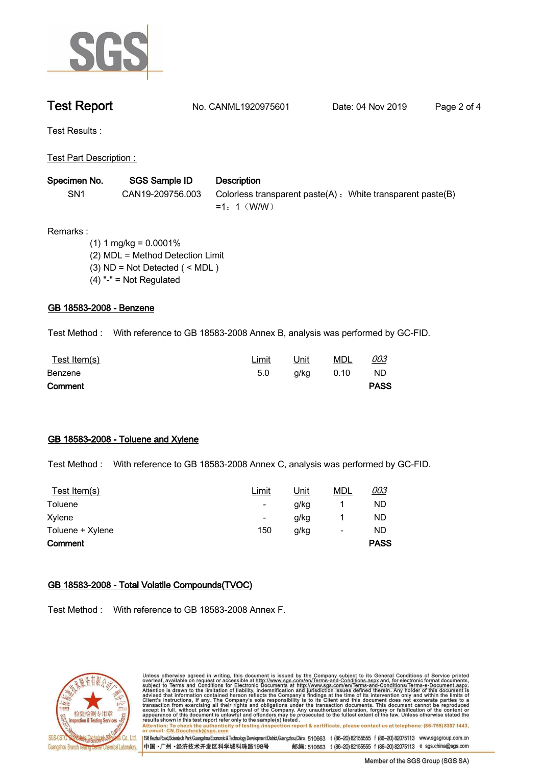# Test Report

No. CANML1920975601 Date: 04 Nov 2019

Test Results :

Test Part Description :

| Specimen No. | SGS Sample ID | Description |
|---|---|---|
| SN1 | CAN19-209756.003 | Colorless transparent paste(A)：White transparent paste(B) =1：1（W/W） |

Remarks :

(1) 1 mg/kg = 0.0001%
(2) MDL = Method Detection Limit
(3) ND = Not Detected ( < MDL )
(4) "-" = Not Regulated

## GB 18583-2008 - Benzene

Test Method : With reference to GB 18583-2008 Annex B, analysis was performed by GC-FID.

| Test Item(s) | Limit | Unit | MDL | 003 |
|---|---|---|---|---|
| Benzene | 5.0 | g/kg | 0.10 | ND |
| **Comment** | | | | **PASS** |

## GB 18583-2008 - Toluene and Xylene

Test Method : With reference to GB 18583-2008 Annex C, analysis was performed by GC-FID.

| Test Item(s) | Limit | Unit | MDL | 003 |
|---|---|---|---|---|
| Toluene | - | g/kg | 1 | ND |
| Xylene | - | g/kg | 1 | ND |
| Toluene + Xylene | 150 | g/kg | - | ND |
| **Comment** | | | | **PASS** |

## GB 18583-2008 - Total Volatile Compounds(TVOC)

Test Method : With reference to GB 18583-2008 Annex F.

Unless otherwise agreed in writing, this document is issued by the Company subject to its General Conditions of Service printed overleaf, available on request or accessible at http://www.sgs.com/en/Terms-and-Conditions.aspx and, for electronic format documents, subject to Terms and Conditions for Electronic Documents at http://www.sgs.com/en/Terms-and-Conditions/Terms-e-Document.aspx. Attention is drawn to the limitation of liability, indemnification and jurisdiction issues defined therein. Any holder of this document is advised that information contained hereon reflects the Company's findings at the time of its intervention only and within the limits of Client's instructions, if any. The Company's sole responsibility is to its Client and this document does not exonerate parties to a transaction from exercising all their rights and obligations under the transaction documents. This document cannot be reproduced except in full, without prior written approval of the Company. Any unauthorized alteration, forgery or falsification of the content or appearance of this document is unlawful and offenders may be prosecuted to the fullest extent of the law. Unless otherwise stated the results shown in this test report refer only to the sample(s) tested.

Attention: To check the authenticity of testing /inspection report & certificate, please contact us at telephone: (86-755) 8307 1443, or email: CN.Doccheck@sgs.com

SGS-CSTC Standards Technical Services Co., Ltd. Guangzhou Branch Testing Center Chemical Laboratory.

198 Kezhu Road,Scientech Park Guangzhou Economic & Technology Development District,Guangzhou,China 510663 t (86–20) 82155555 f (86–20) 82075113 www.sgsgroup.com.cn

中国 •广州 •经济技术开发区科学城科珠路198号 邮编: 510663 t (86–20) 82155555 f (86–20) 82075113 e sgs.china@sgs.com

Member of the SGS Group (SGS SA)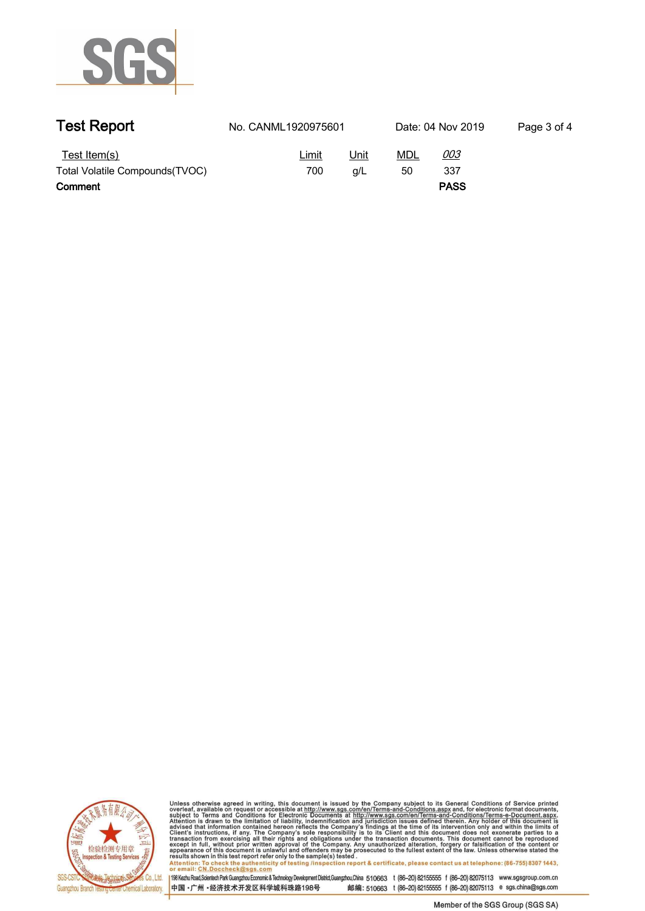# Test Report

No. CANML1920975601 Date: 04 Nov 2019

| Test Item(s) | Limit | Unit | MDL | *003* |
|---|---|---|---|---|
| Total Volatile Compounds(TVOC) | 700 | g/L | 50 | 337 |
| **Comment** | | | | **PASS** |

Unless otherwise agreed in writing, this document is issued by the Company subject to its General Conditions of Service printed overleaf, available on request or accessible at http://www.sgs.com/en/Terms-and-Conditions.aspx and, for electronic format documents, subject to Terms and Conditions for Electronic Documents at http://www.sgs.com/en/Terms-and-Conditions/Terms-e-Document.aspx. Attention is drawn to the limitation of liability, indemnification and jurisdiction issues defined therein. Any holder of this document is advised that information contained hereon reflects the Company's findings at the time of its intervention only and within the limits of Client's instructions, if any. The Company's sole responsibility is to its Client and this document does not exonerate parties to a transaction from exercising all their rights and obligations under the transaction documents. This document cannot be reproduced except in full, without prior written approval of the Company. Any unauthorized alteration, forgery or falsification of the content or appearance of this document is unlawful and offenders may be prosecuted to the fullest extent of the law. Unless otherwise stated the results shown in this test report refer only to the sample(s) tested.

Attention: To check the authenticity of testing /inspection report & certificate, please contact us at telephone: (86-755) 8307 1443, or email: CN.Doccheck@sgs.com

SGS-CSTC Standards Technical Services Co., Ltd. Guangzhou Branch Testing Center Chemical Laboratory.

198 Kezhu Road,Scientech Park Guangzhou Economic & Technology Development District,Guangzhou,China 510663 t (86-20) 82155555 f (86-20) 82075113 www.sgsgroup.com.cn

中国・广州・经济技术开发区科学城科珠路198号 邮编: 510663 t (86-20) 82155555 f (86-20) 82075113 e sgs.china@sgs.com

Member of the SGS Group (SGS SA)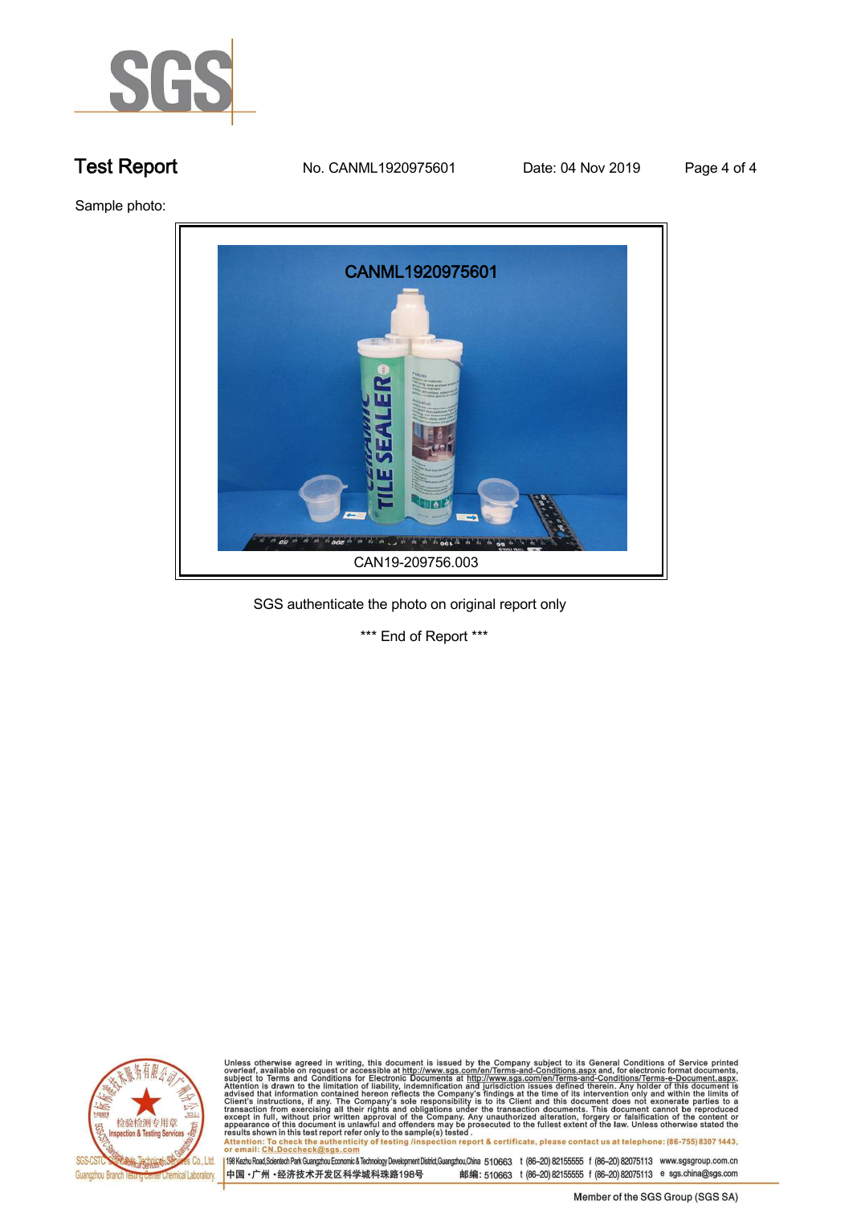# Test Report

No. CANML1920975601 Date: 04 Nov 2019

Sample photo:

CAN19-209756.003

SGS authenticate the photo on original report only

\*\*\* End of Report \*\*\*

Unless otherwise agreed in writing, this document is issued by the Company subject to its General Conditions of Service printed overleaf, available on request or accessible at http://www.sgs.com/en/Terms-and-Conditions.aspx and, for electronic format documents, subject to Terms and Conditions for Electronic Documents at http://www.sgs.com/en/Terms-and-Conditions/Terms-e-Document.aspx. Attention is drawn to the limitation of liability, indemnification and jurisdiction issues defined therein. Any holder of this document is advised that information contained hereon reflects the Company's findings at the time of its intervention only and within the limits of Client's instructions, if any. The Company's sole responsibility is to its Client and this document does not exonerate parties to a transaction from exercising all their rights and obligations under the transaction documents. This document cannot be reproduced except in full, without prior written approval of the Company. Any unauthorized alteration, forgery or falsification of the content or appearance of this document is unlawful and offenders may be prosecuted to the fullest extent of the law. Unless otherwise stated the results shown in this test report refer only to the sample(s) tested.

Attention: To check the authenticity of testing /inspection report & certificate, please contact us at telephone: (86-755) 8307 1443, or email: CN.Doccheck@sgs.com

SGS-CSTC Standards Technical Services Co., Ltd. Guangzhou Branch Testing Center Chemical Laboratory.

198 Kezhu Road,Scientech Park Guangzhou Economic & Technology Development District,Guangzhou,China 510663 t (86-20) 82155555 f (86-20) 82075113 www.sgsgroup.com.cn

中国 • 广州 • 经济技术开发区科学城科珠路198号 邮编: 510663 t (86-20) 82155555 f (86-20) 82075113 e sgs.china@sgs.com

Member of the SGS Group (SGS SA)